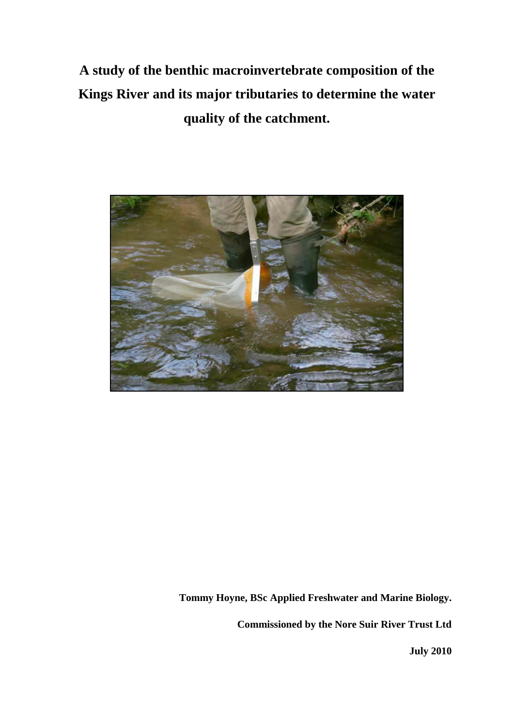# A study of the benthic macroinvertebrate composition of the Kings River and its major tributaries to determine the water quality of the catchment.

**Tommy Hoyne, BSc Applied Freshwater and Marine Biology.**

**Commissioned by the Nore Suir River Trust Ltd**

**July 2010**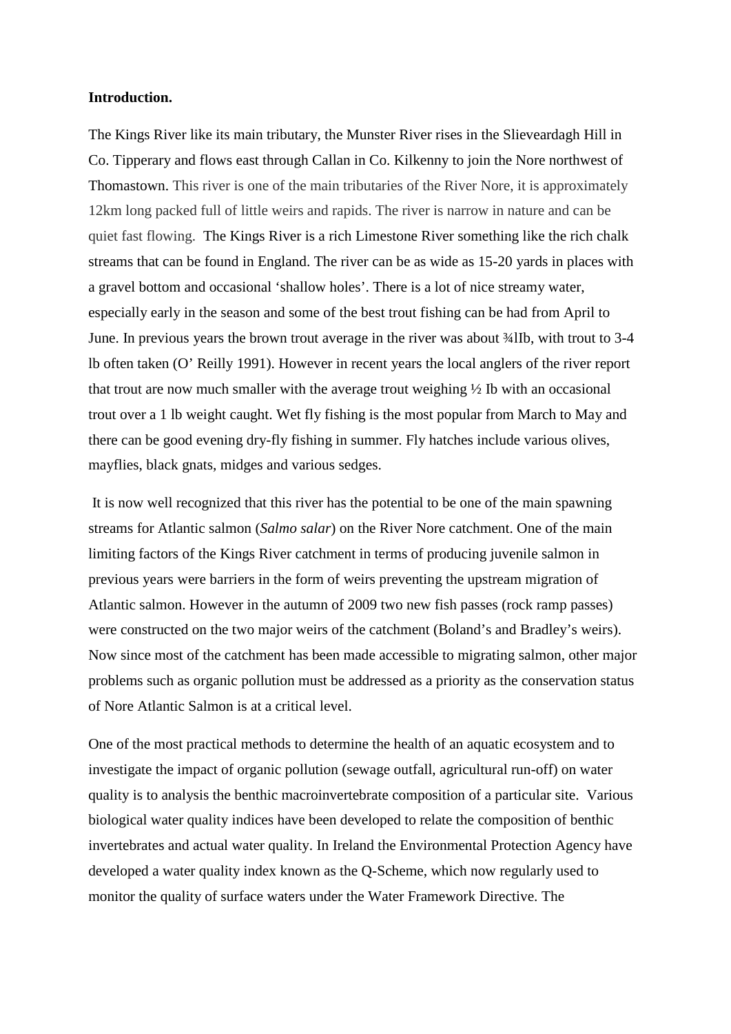**Introduction.**

The Kings River like its main tributary, the Munster River rises in the Slieveardagh Hill in Co. Tipperary and flows east through Callan in Co. Kilkenny to join the Nore northwest of Thomastown. This river is one of the main tributaries of the River Nore, it is approximately 12km long packed full of little weirs and rapids. The river is narrow in nature and can be quiet fast flowing. The Kings River is a rich Limestone River something like the rich chalk streams that can be found in England. The river can be as wide as 15-20 yards in places with a gravel bottom and occasional 'shallow holes'. There is a lot of nice streamy water, especially early in the season and some of the best trout fishing can be had from April to June. In previous years the brown trout average in the river was about ¾lIb, with trout to 3-4 lb often taken (O' Reilly 1991). However in recent years the local anglers of the river report that trout are now much smaller with the average trout weighing ½ Ib with an occasional trout over a 1 lb weight caught. Wet fly fishing is the most popular from March to May and there can be good evening dry-fly fishing in summer. Fly hatches include various olives, mayflies, black gnats, midges and various sedges.

It is now well recognized that this river has the potential to be one of the main spawning streams for Atlantic salmon (*Salmo salar*) on the River Nore catchment. One of the main limiting factors of the Kings River catchment in terms of producing juvenile salmon in previous years were barriers in the form of weirs preventing the upstream migration of Atlantic salmon. However in the autumn of 2009 two new fish passes (rock ramp passes) were constructed on the two major weirs of the catchment (Boland's and Bradley's weirs). Now since most of the catchment has been made accessible to migrating salmon, other major problems such as organic pollution must be addressed as a priority as the conservation status of Nore Atlantic Salmon is at a critical level.

One of the most practical methods to determine the health of an aquatic ecosystem and to investigate the impact of organic pollution (sewage outfall, agricultural run-off) on water quality is to analysis the benthic macroinvertebrate composition of a particular site. Various biological water quality indices have been developed to relate the composition of benthic invertebrates and actual water quality. In Ireland the Environmental Protection Agency have developed a water quality index known as the Q-Scheme, which now regularly used to monitor the quality of surface waters under the Water Framework Directive. The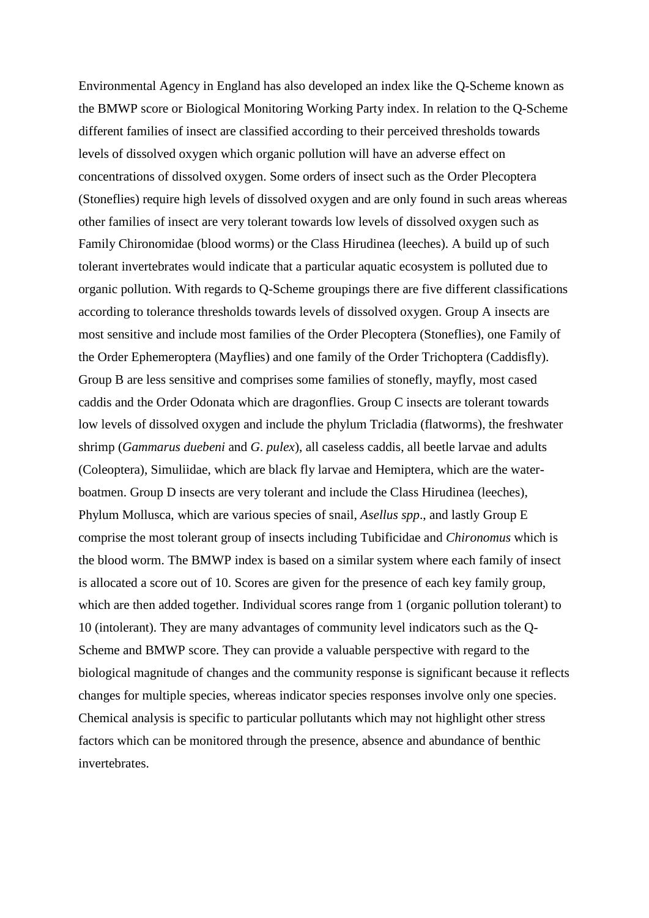Environmental Agency in England has also developed an index like the Q-Scheme known as the BMWP score or Biological Monitoring Working Party index. In relation to the Q-Scheme different families of insect are classified according to their perceived thresholds towards levels of dissolved oxygen which organic pollution will have an adverse effect on concentrations of dissolved oxygen. Some orders of insect such as the Order Plecoptera (Stoneflies) require high levels of dissolved oxygen and are only found in such areas whereas other families of insect are very tolerant towards low levels of dissolved oxygen such as Family Chironomidae (blood worms) or the Class Hirudinea (leeches). A build up of such tolerant invertebrates would indicate that a particular aquatic ecosystem is polluted due to organic pollution. With regards to Q-Scheme groupings there are five different classifications according to tolerance thresholds towards levels of dissolved oxygen. Group A insects are most sensitive and include most families of the Order Plecoptera (Stoneflies), one Family of the Order Ephemeroptera (Mayflies) and one family of the Order Trichoptera (Caddisfly). Group B are less sensitive and comprises some families of stonefly, mayfly, most cased caddis and the Order Odonata which are dragonflies. Group C insects are tolerant towards low levels of dissolved oxygen and include the phylum Tricladia (flatworms), the freshwater shrimp (*Gammarus duebeni* and *G*. *pulex*), all caseless caddis, all beetle larvae and adults (Coleoptera), Simuliidae, which are black fly larvae and Hemiptera, which are the water-boatmen. Group D insects are very tolerant and include the Class Hirudinea (leeches), Phylum Mollusca, which are various species of snail, *Asellus spp*., and lastly Group E comprise the most tolerant group of insects including Tubificidae and *Chironomus* which is the blood worm. The BMWP index is based on a similar system where each family of insect is allocated a score out of 10. Scores are given for the presence of each key family group, which are then added together. Individual scores range from 1 (organic pollution tolerant) to 10 (intolerant). They are many advantages of community level indicators such as the Q-Scheme and BMWP score. They can provide a valuable perspective with regard to the biological magnitude of changes and the community response is significant because it reflects changes for multiple species, whereas indicator species responses involve only one species. Chemical analysis is specific to particular pollutants which may not highlight other stress factors which can be monitored through the presence, absence and abundance of benthic invertebrates.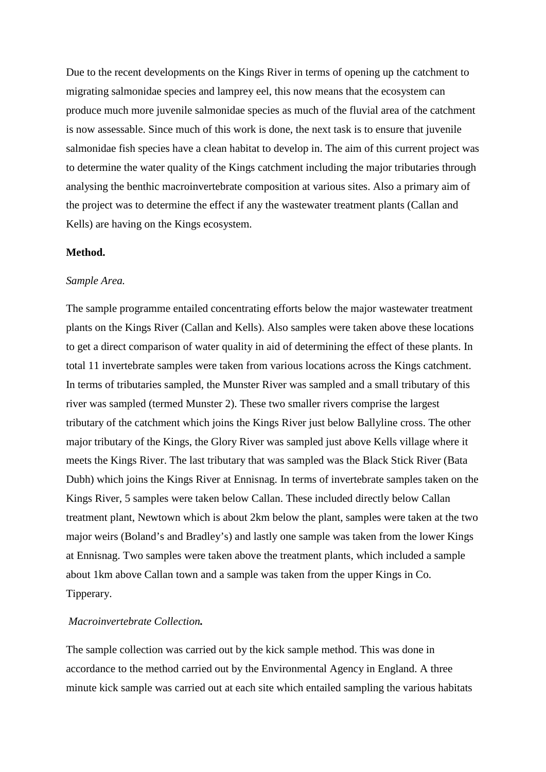Due to the recent developments on the Kings River in terms of opening up the catchment to migrating salmonidae species and lamprey eel, this now means that the ecosystem can produce much more juvenile salmonidae species as much of the fluvial area of the catchment is now assessable. Since much of this work is done, the next task is to ensure that juvenile salmonidae fish species have a clean habitat to develop in. The aim of this current project was to determine the water quality of the Kings catchment including the major tributaries through analysing the benthic macroinvertebrate composition at various sites. Also a primary aim of the project was to determine the effect if any the wastewater treatment plants (Callan and Kells) are having on the Kings ecosystem.

**Method.**

*Sample Area.*

The sample programme entailed concentrating efforts below the major wastewater treatment plants on the Kings River (Callan and Kells). Also samples were taken above these locations to get a direct comparison of water quality in aid of determining the effect of these plants. In total 11 invertebrate samples were taken from various locations across the Kings catchment. In terms of tributaries sampled, the Munster River was sampled and a small tributary of this river was sampled (termed Munster 2). These two smaller rivers comprise the largest tributary of the catchment which joins the Kings River just below Ballyline cross. The other major tributary of the Kings, the Glory River was sampled just above Kells village where it meets the Kings River. The last tributary that was sampled was the Black Stick River (Bata Dubh) which joins the Kings River at Ennisnag. In terms of invertebrate samples taken on the Kings River, 5 samples were taken below Callan. These included directly below Callan treatment plant, Newtown which is about 2km below the plant, samples were taken at the two major weirs (Boland's and Bradley's) and lastly one sample was taken from the lower Kings at Ennisnag. Two samples were taken above the treatment plants, which included a sample about 1km above Callan town and a sample was taken from the upper Kings in Co. Tipperary.

*Macroinvertebrate Collection.*

The sample collection was carried out by the kick sample method. This was done in accordance to the method carried out by the Environmental Agency in England. A three minute kick sample was carried out at each site which entailed sampling the various habitats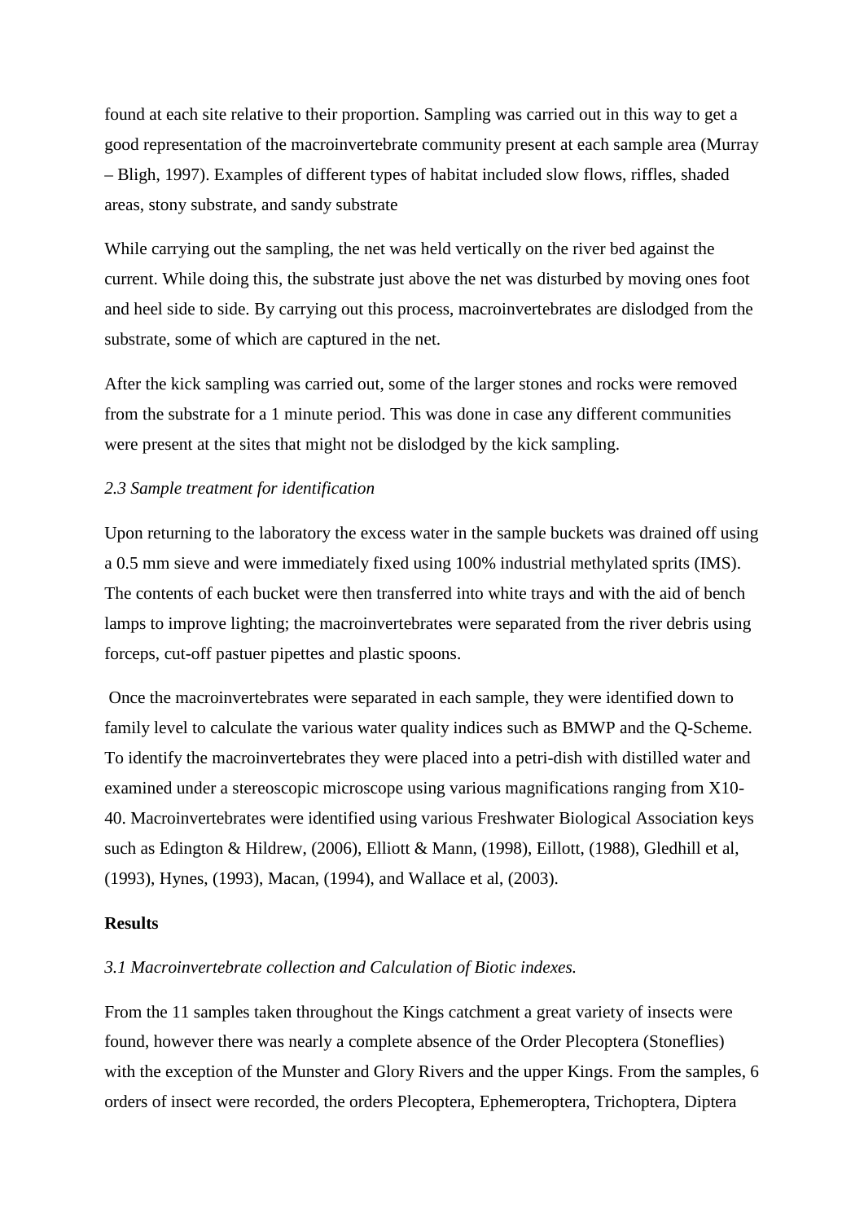found at each site relative to their proportion. Sampling was carried out in this way to get a good representation of the macroinvertebrate community present at each sample area (Murray – Bligh, 1997). Examples of different types of habitat included slow flows, riffles, shaded areas, stony substrate, and sandy substrate

While carrying out the sampling, the net was held vertically on the river bed against the current. While doing this, the substrate just above the net was disturbed by moving ones foot and heel side to side. By carrying out this process, macroinvertebrates are dislodged from the substrate, some of which are captured in the net.

After the kick sampling was carried out, some of the larger stones and rocks were removed from the substrate for a 1 minute period. This was done in case any different communities were present at the sites that might not be dislodged by the kick sampling.

*2.3 Sample treatment for identification*

Upon returning to the laboratory the excess water in the sample buckets was drained off using a 0.5 mm sieve and were immediately fixed using 100% industrial methylated sprits (IMS). The contents of each bucket were then transferred into white trays and with the aid of bench lamps to improve lighting; the macroinvertebrates were separated from the river debris using forceps, cut-off pastuer pipettes and plastic spoons.

Once the macroinvertebrates were separated in each sample, they were identified down to family level to calculate the various water quality indices such as BMWP and the Q-Scheme. To identify the macroinvertebrates they were placed into a petri-dish with distilled water and examined under a stereoscopic microscope using various magnifications ranging from X10-40. Macroinvertebrates were identified using various Freshwater Biological Association keys such as Edington & Hildrew, (2006), Elliott & Mann, (1998), Eillott, (1988), Gledhill et al, (1993), Hynes, (1993), Macan, (1994), and Wallace et al, (2003).

## Results

*3.1 Macroinvertebrate collection and Calculation of Biotic indexes.*

From the 11 samples taken throughout the Kings catchment a great variety of insects were found, however there was nearly a complete absence of the Order Plecoptera (Stoneflies) with the exception of the Munster and Glory Rivers and the upper Kings. From the samples, 6 orders of insect were recorded, the orders Plecoptera, Ephemeroptera, Trichoptera, Diptera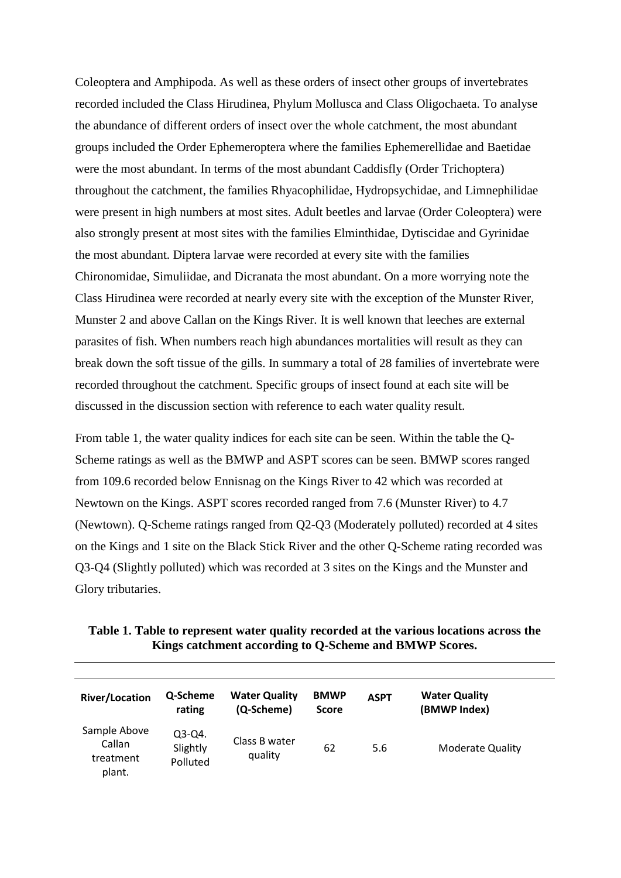Coleoptera and Amphipoda. As well as these orders of insect other groups of invertebrates recorded included the Class Hirudinea, Phylum Mollusca and Class Oligochaeta. To analyse the abundance of different orders of insect over the whole catchment, the most abundant groups included the Order Ephemeroptera where the families Ephemerellidae and Baetidae were the most abundant. In terms of the most abundant Caddisfly (Order Trichoptera) throughout the catchment, the families Rhyacophilidae, Hydropsychidae, and Limnephilidae were present in high numbers at most sites. Adult beetles and larvae (Order Coleoptera) were also strongly present at most sites with the families Elminthidae, Dytiscidae and Gyrinidae the most abundant. Diptera larvae were recorded at every site with the families Chironomidae, Simuliidae, and Dicranata the most abundant. On a more worrying note the Class Hirudinea were recorded at nearly every site with the exception of the Munster River, Munster 2 and above Callan on the Kings River. It is well known that leeches are external parasites of fish. When numbers reach high abundances mortalities will result as they can break down the soft tissue of the gills. In summary a total of 28 families of invertebrate were recorded throughout the catchment. Specific groups of insect found at each site will be discussed in the discussion section with reference to each water quality result.

From table 1, the water quality indices for each site can be seen. Within the table the Q-Scheme ratings as well as the BMWP and ASPT scores can be seen. BMWP scores ranged from 109.6 recorded below Ennisnag on the Kings River to 42 which was recorded at Newtown on the Kings. ASPT scores recorded ranged from 7.6 (Munster River) to 4.7 (Newtown). Q-Scheme ratings ranged from Q2-Q3 (Moderately polluted) recorded at 4 sites on the Kings and 1 site on the Black Stick River and the other Q-Scheme rating recorded was Q3-Q4 (Slightly polluted) which was recorded at 3 sites on the Kings and the Munster and Glory tributaries.

**Table 1. Table to represent water quality recorded at the various locations across the Kings catchment according to Q-Scheme and BMWP Scores.**

| River/Location | Q-Scheme rating | Water Quality (Q-Scheme) | BMWP Score | ASPT | Water Quality (BMWP Index) |
|---|---|---|---|---|---|
| Sample Above Callan treatment plant. | Q3-Q4. Slightly Polluted | Class B water quality | 62 | 5.6 | Moderate Quality |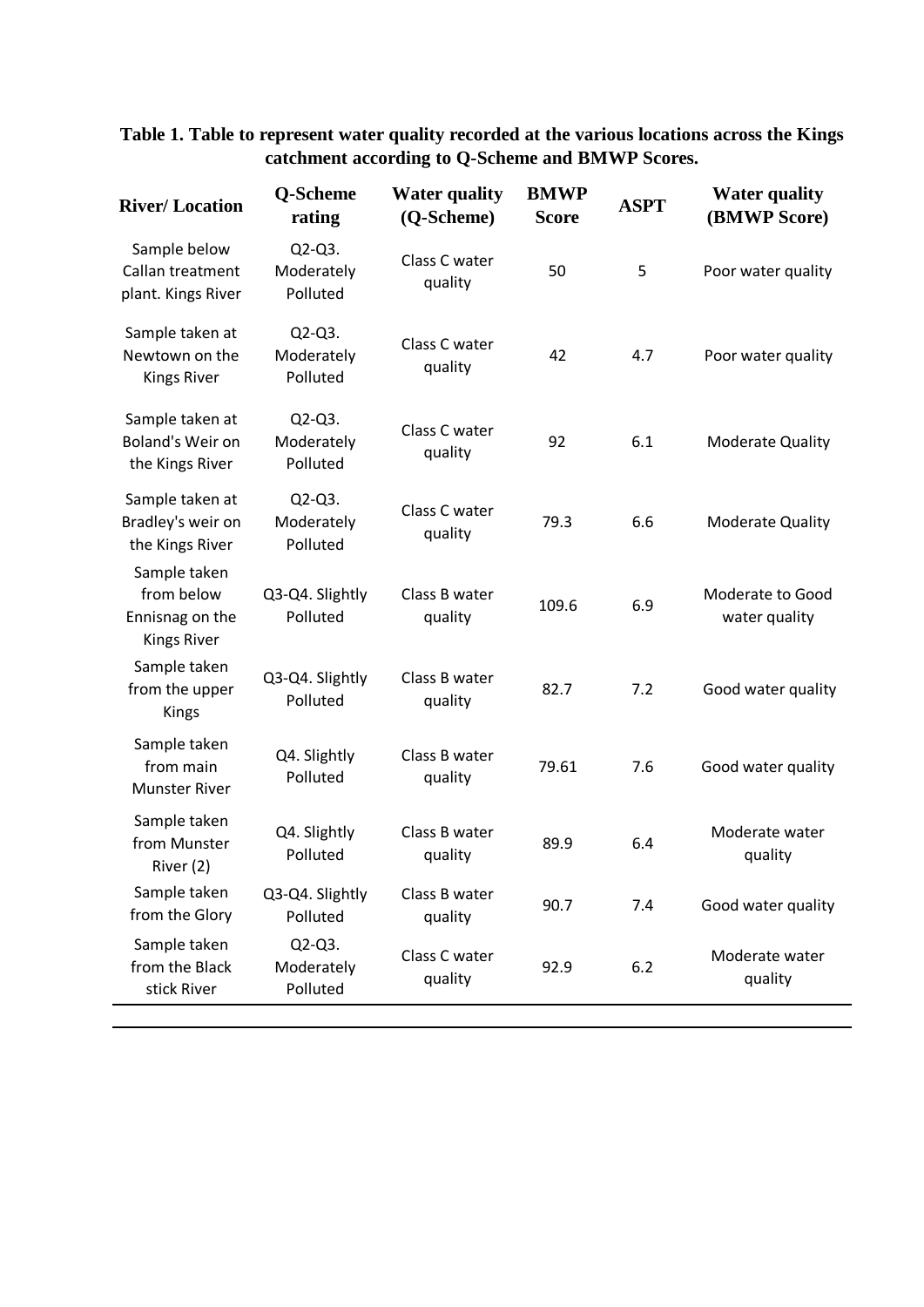**Table 1. Table to represent water quality recorded at the various locations across the Kings catchment according to Q-Scheme and BMWP Scores.**

| River/ Location | Q-Scheme rating | Water quality (Q-Scheme) | BMWP Score | ASPT | Water quality (BMWP Score) |
|---|---|---|---|---|---|
| Sample below Callan treatment plant. Kings River | Q2-Q3. Moderately Polluted | Class C water quality | 50 | 5 | Poor water quality |
| Sample taken at Newtown on the Kings River | Q2-Q3. Moderately Polluted | Class C water quality | 42 | 4.7 | Poor water quality |
| Sample taken at Boland's Weir on the Kings River | Q2-Q3. Moderately Polluted | Class C water quality | 92 | 6.1 | Moderate Quality |
| Sample taken at Bradley's weir on the Kings River | Q2-Q3. Moderately Polluted | Class C water quality | 79.3 | 6.6 | Moderate Quality |
| Sample taken from below Ennisnag on the Kings River | Q3-Q4. Slightly Polluted | Class B water quality | 109.6 | 6.9 | Moderate to Good water quality |
| Sample taken from the upper Kings | Q3-Q4. Slightly Polluted | Class B water quality | 82.7 | 7.2 | Good water quality |
| Sample taken from main Munster River | Q4. Slightly Polluted | Class B water quality | 79.61 | 7.6 | Good water quality |
| Sample taken from Munster River (2) | Q4. Slightly Polluted | Class B water quality | 89.9 | 6.4 | Moderate water quality |
| Sample taken from the Glory | Q3-Q4. Slightly Polluted | Class B water quality | 90.7 | 7.4 | Good water quality |
| Sample taken from the Black stick River | Q2-Q3. Moderately Polluted | Class C water quality | 92.9 | 6.2 | Moderate water quality |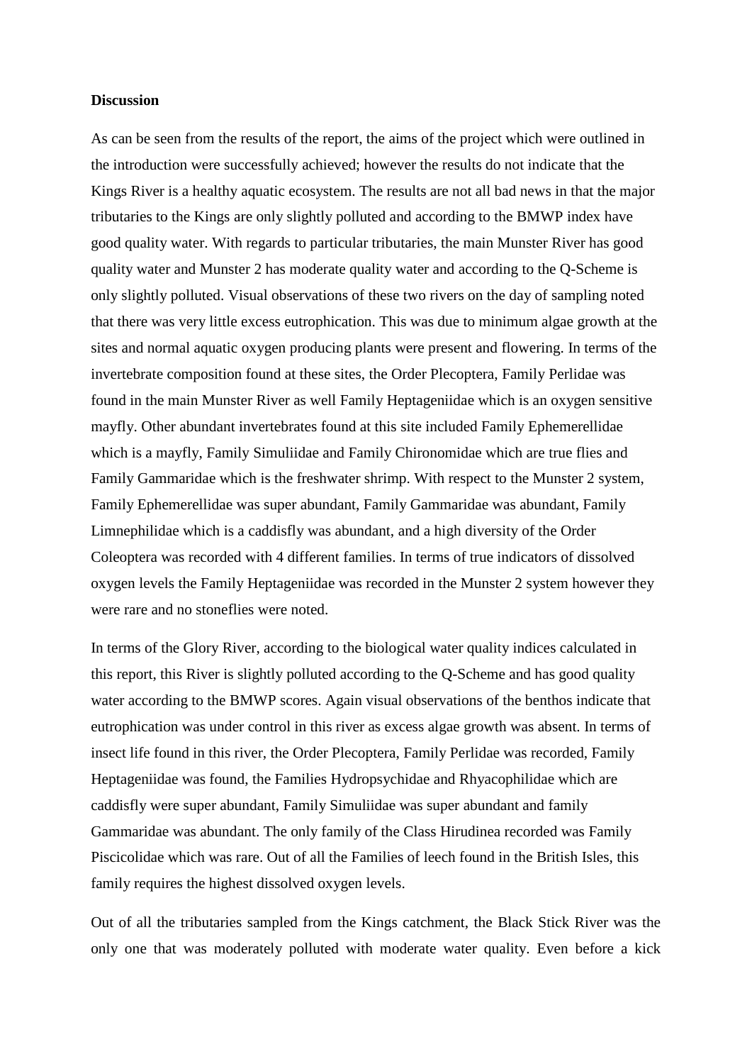**Discussion**

As can be seen from the results of the report, the aims of the project which were outlined in the introduction were successfully achieved; however the results do not indicate that the Kings River is a healthy aquatic ecosystem. The results are not all bad news in that the major tributaries to the Kings are only slightly polluted and according to the BMWP index have good quality water. With regards to particular tributaries, the main Munster River has good quality water and Munster 2 has moderate quality water and according to the Q-Scheme is only slightly polluted. Visual observations of these two rivers on the day of sampling noted that there was very little excess eutrophication. This was due to minimum algae growth at the sites and normal aquatic oxygen producing plants were present and flowering. In terms of the invertebrate composition found at these sites, the Order Plecoptera, Family Perlidae was found in the main Munster River as well Family Heptageniidae which is an oxygen sensitive mayfly. Other abundant invertebrates found at this site included Family Ephemerellidae which is a mayfly, Family Simuliidae and Family Chironomidae which are true flies and Family Gammaridae which is the freshwater shrimp. With respect to the Munster 2 system, Family Ephemerellidae was super abundant, Family Gammaridae was abundant, Family Limnephilidae which is a caddisfly was abundant, and a high diversity of the Order Coleoptera was recorded with 4 different families. In terms of true indicators of dissolved oxygen levels the Family Heptageniidae was recorded in the Munster 2 system however they were rare and no stoneflies were noted.

In terms of the Glory River, according to the biological water quality indices calculated in this report, this River is slightly polluted according to the Q-Scheme and has good quality water according to the BMWP scores. Again visual observations of the benthos indicate that eutrophication was under control in this river as excess algae growth was absent. In terms of insect life found in this river, the Order Plecoptera, Family Perlidae was recorded, Family Heptageniidae was found, the Families Hydropsychidae and Rhyacophilidae which are caddisfly were super abundant, Family Simuliidae was super abundant and family Gammaridae was abundant. The only family of the Class Hirudinea recorded was Family Piscicolidae which was rare. Out of all the Families of leech found in the British Isles, this family requires the highest dissolved oxygen levels.

Out of all the tributaries sampled from the Kings catchment, the Black Stick River was the only one that was moderately polluted with moderate water quality. Even before a kick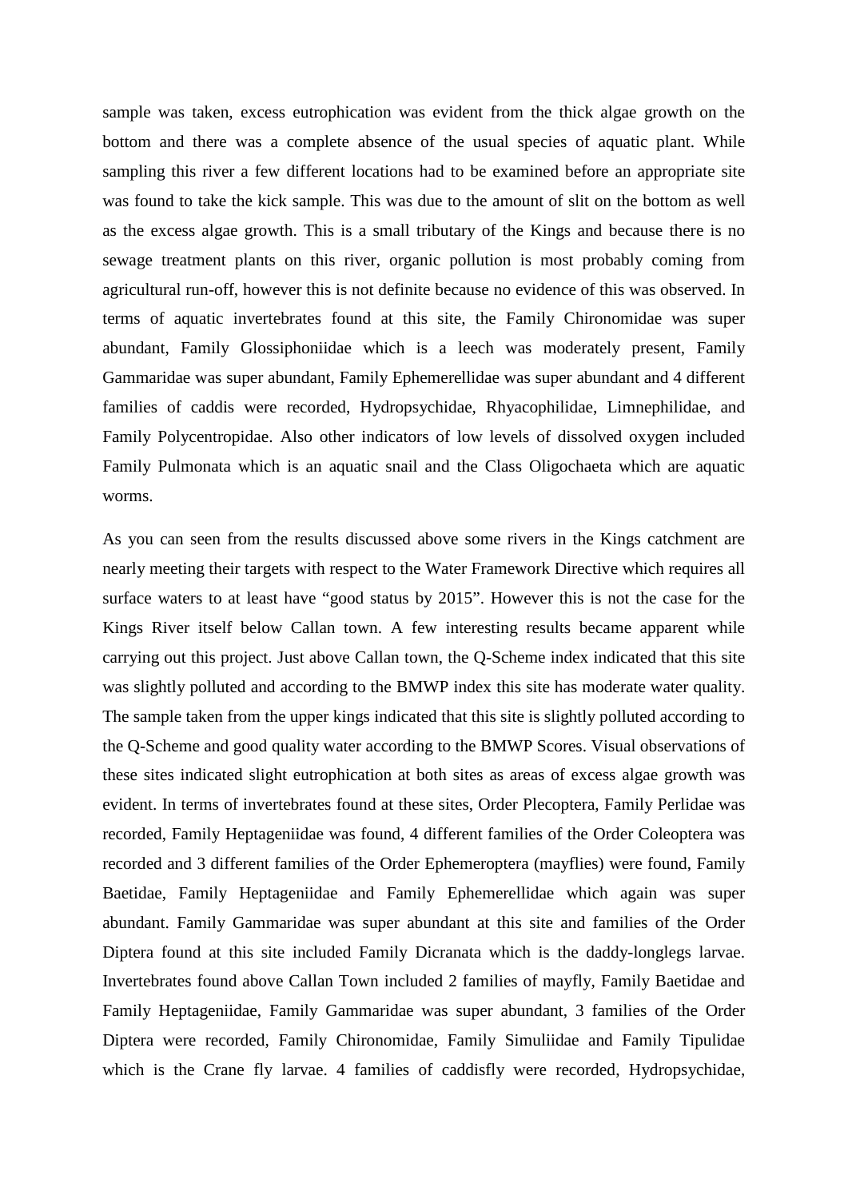sample was taken, excess eutrophication was evident from the thick algae growth on the bottom and there was a complete absence of the usual species of aquatic plant. While sampling this river a few different locations had to be examined before an appropriate site was found to take the kick sample. This was due to the amount of slit on the bottom as well as the excess algae growth. This is a small tributary of the Kings and because there is no sewage treatment plants on this river, organic pollution is most probably coming from agricultural run-off, however this is not definite because no evidence of this was observed. In terms of aquatic invertebrates found at this site, the Family Chironomidae was super abundant, Family Glossiphoniidae which is a leech was moderately present, Family Gammaridae was super abundant, Family Ephemerellidae was super abundant and 4 different families of caddis were recorded, Hydropsychidae, Rhyacophilidae, Limnephilidae, and Family Polycentropidae. Also other indicators of low levels of dissolved oxygen included Family Pulmonata which is an aquatic snail and the Class Oligochaeta which are aquatic worms.

As you can seen from the results discussed above some rivers in the Kings catchment are nearly meeting their targets with respect to the Water Framework Directive which requires all surface waters to at least have "good status by 2015". However this is not the case for the Kings River itself below Callan town. A few interesting results became apparent while carrying out this project. Just above Callan town, the Q-Scheme index indicated that this site was slightly polluted and according to the BMWP index this site has moderate water quality. The sample taken from the upper kings indicated that this site is slightly polluted according to the Q-Scheme and good quality water according to the BMWP Scores. Visual observations of these sites indicated slight eutrophication at both sites as areas of excess algae growth was evident. In terms of invertebrates found at these sites, Order Plecoptera, Family Perlidae was recorded, Family Heptageniidae was found, 4 different families of the Order Coleoptera was recorded and 3 different families of the Order Ephemeroptera (mayflies) were found, Family Baetidae, Family Heptageniidae and Family Ephemerellidae which again was super abundant. Family Gammaridae was super abundant at this site and families of the Order Diptera found at this site included Family Dicranata which is the daddy-longlegs larvae. Invertebrates found above Callan Town included 2 families of mayfly, Family Baetidae and Family Heptageniidae, Family Gammaridae was super abundant, 3 families of the Order Diptera were recorded, Family Chironomidae, Family Simuliidae and Family Tipulidae which is the Crane fly larvae. 4 families of caddisfly were recorded, Hydropsychidae,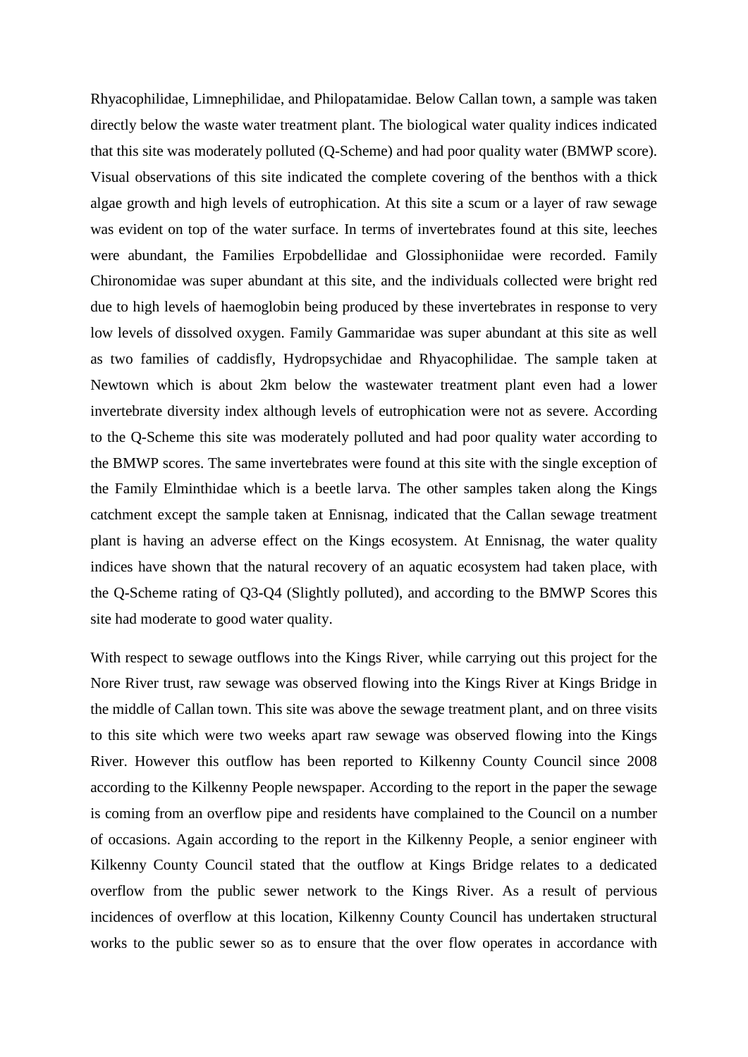Rhyacophilidae, Limnephilidae, and Philopatamidae. Below Callan town, a sample was taken directly below the waste water treatment plant. The biological water quality indices indicated that this site was moderately polluted (Q-Scheme) and had poor quality water (BMWP score). Visual observations of this site indicated the complete covering of the benthos with a thick algae growth and high levels of eutrophication. At this site a scum or a layer of raw sewage was evident on top of the water surface. In terms of invertebrates found at this site, leeches were abundant, the Families Erpobdellidae and Glossiphoniidae were recorded. Family Chironomidae was super abundant at this site, and the individuals collected were bright red due to high levels of haemoglobin being produced by these invertebrates in response to very low levels of dissolved oxygen. Family Gammaridae was super abundant at this site as well as two families of caddisfly, Hydropsychidae and Rhyacophilidae. The sample taken at Newtown which is about 2km below the wastewater treatment plant even had a lower invertebrate diversity index although levels of eutrophication were not as severe. According to the Q-Scheme this site was moderately polluted and had poor quality water according to the BMWP scores. The same invertebrates were found at this site with the single exception of the Family Elminthidae which is a beetle larva. The other samples taken along the Kings catchment except the sample taken at Ennisnag, indicated that the Callan sewage treatment plant is having an adverse effect on the Kings ecosystem. At Ennisnag, the water quality indices have shown that the natural recovery of an aquatic ecosystem had taken place, with the Q-Scheme rating of Q3-Q4 (Slightly polluted), and according to the BMWP Scores this site had moderate to good water quality.

With respect to sewage outflows into the Kings River, while carrying out this project for the Nore River trust, raw sewage was observed flowing into the Kings River at Kings Bridge in the middle of Callan town. This site was above the sewage treatment plant, and on three visits to this site which were two weeks apart raw sewage was observed flowing into the Kings River. However this outflow has been reported to Kilkenny County Council since 2008 according to the Kilkenny People newspaper. According to the report in the paper the sewage is coming from an overflow pipe and residents have complained to the Council on a number of occasions. Again according to the report in the Kilkenny People, a senior engineer with Kilkenny County Council stated that the outflow at Kings Bridge relates to a dedicated overflow from the public sewer network to the Kings River. As a result of pervious incidences of overflow at this location, Kilkenny County Council has undertaken structural works to the public sewer so as to ensure that the over flow operates in accordance with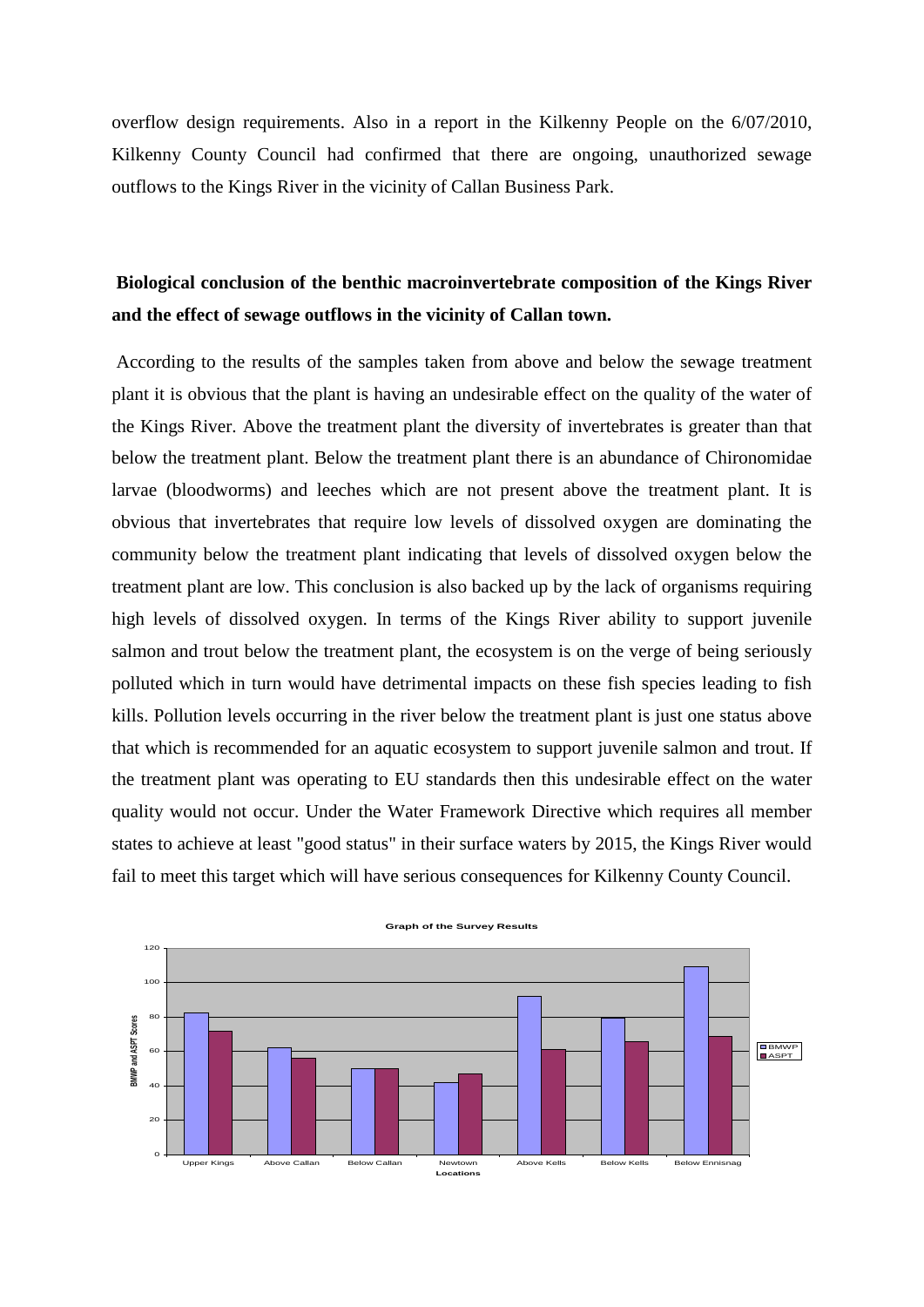overflow design requirements. Also in a report in the Kilkenny People on the 6/07/2010, Kilkenny County Council had confirmed that there are ongoing, unauthorized sewage outflows to the Kings River in the vicinity of Callan Business Park.

## Biological conclusion of the benthic macroinvertebrate composition of the Kings River and the effect of sewage outflows in the vicinity of Callan town.

According to the results of the samples taken from above and below the sewage treatment plant it is obvious that the plant is having an undesirable effect on the quality of the water of the Kings River. Above the treatment plant the diversity of invertebrates is greater than that below the treatment plant. Below the treatment plant there is an abundance of Chironomidae larvae (bloodworms) and leeches which are not present above the treatment plant. It is obvious that invertebrates that require low levels of dissolved oxygen are dominating the community below the treatment plant indicating that levels of dissolved oxygen below the treatment plant are low. This conclusion is also backed up by the lack of organisms requiring high levels of dissolved oxygen. In terms of the Kings River ability to support juvenile salmon and trout below the treatment plant, the ecosystem is on the verge of being seriously polluted which in turn would have detrimental impacts on these fish species leading to fish kills. Pollution levels occurring in the river below the treatment plant is just one status above that which is recommended for an aquatic ecosystem to support juvenile salmon and trout. If the treatment plant was operating to EU standards then this undesirable effect on the water quality would not occur. Under the Water Framework Directive which requires all member states to achieve at least "good status" in their surface waters by 2015, the Kings River would fail to meet this target which will have serious consequences for Kilkenny County Council.

**Graph of the Survey Results**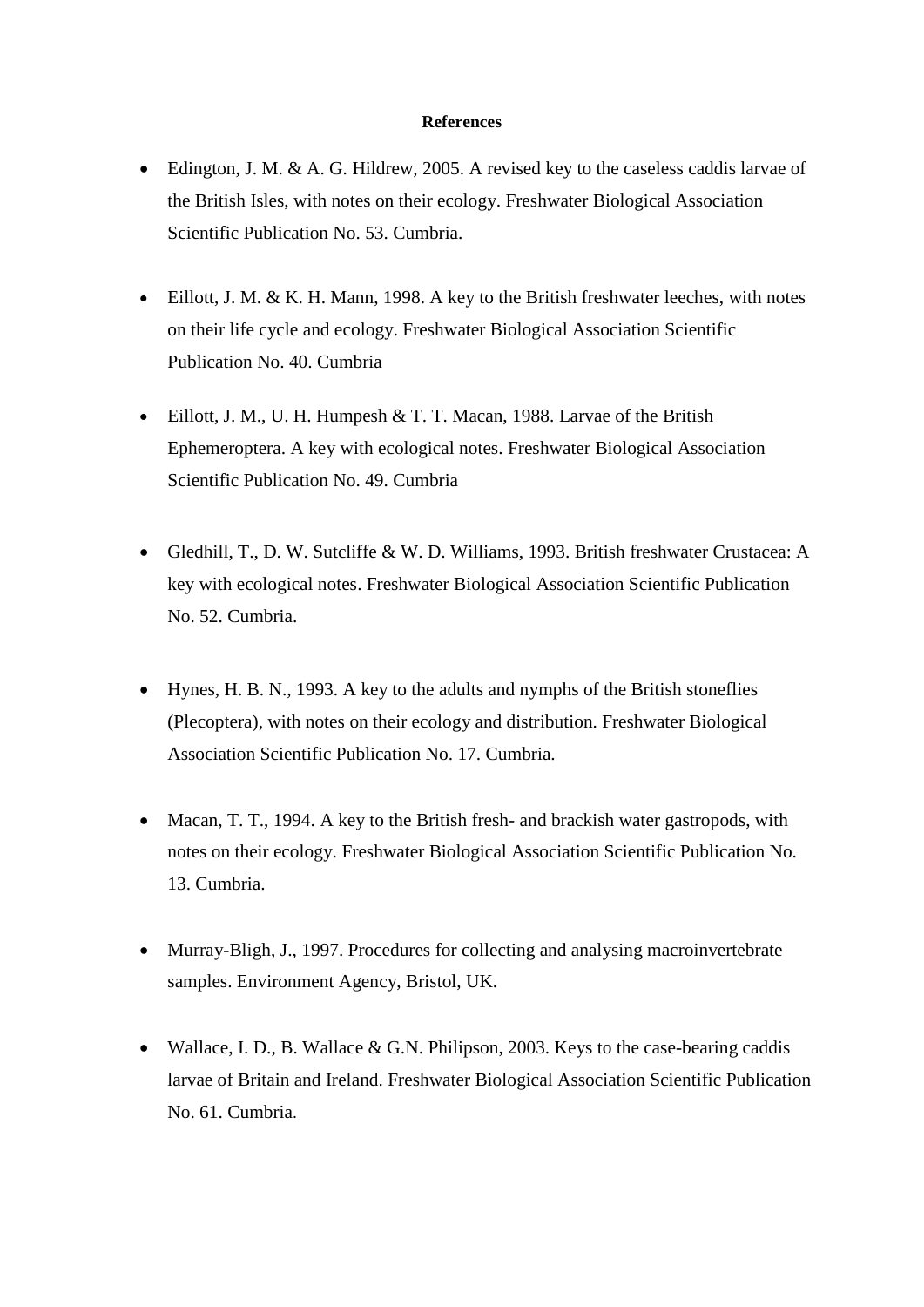**References**

- Edington, J. M. & A. G. Hildrew, 2005. A revised key to the caseless caddis larvae of the British Isles, with notes on their ecology. Freshwater Biological Association Scientific Publication No. 53. Cumbria.
- Eillott, J. M. & K. H. Mann, 1998. A key to the British freshwater leeches, with notes on their life cycle and ecology. Freshwater Biological Association Scientific Publication No. 40. Cumbria
- Eillott, J. M., U. H. Humpesh & T. T. Macan, 1988. Larvae of the British Ephemeroptera. A key with ecological notes. Freshwater Biological Association Scientific Publication No. 49. Cumbria
- Gledhill, T., D. W. Sutcliffe & W. D. Williams, 1993. British freshwater Crustacea: A key with ecological notes. Freshwater Biological Association Scientific Publication No. 52. Cumbria.
- Hynes, H. B. N., 1993. A key to the adults and nymphs of the British stoneflies (Plecoptera), with notes on their ecology and distribution. Freshwater Biological Association Scientific Publication No. 17. Cumbria.
- Macan, T. T., 1994. A key to the British fresh- and brackish water gastropods, with notes on their ecology. Freshwater Biological Association Scientific Publication No. 13. Cumbria.
- Murray-Bligh, J., 1997. Procedures for collecting and analysing macroinvertebrate samples. Environment Agency, Bristol, UK.
- Wallace, I. D., B. Wallace & G.N. Philipson, 2003. Keys to the case-bearing caddis larvae of Britain and Ireland. Freshwater Biological Association Scientific Publication No. 61. Cumbria.